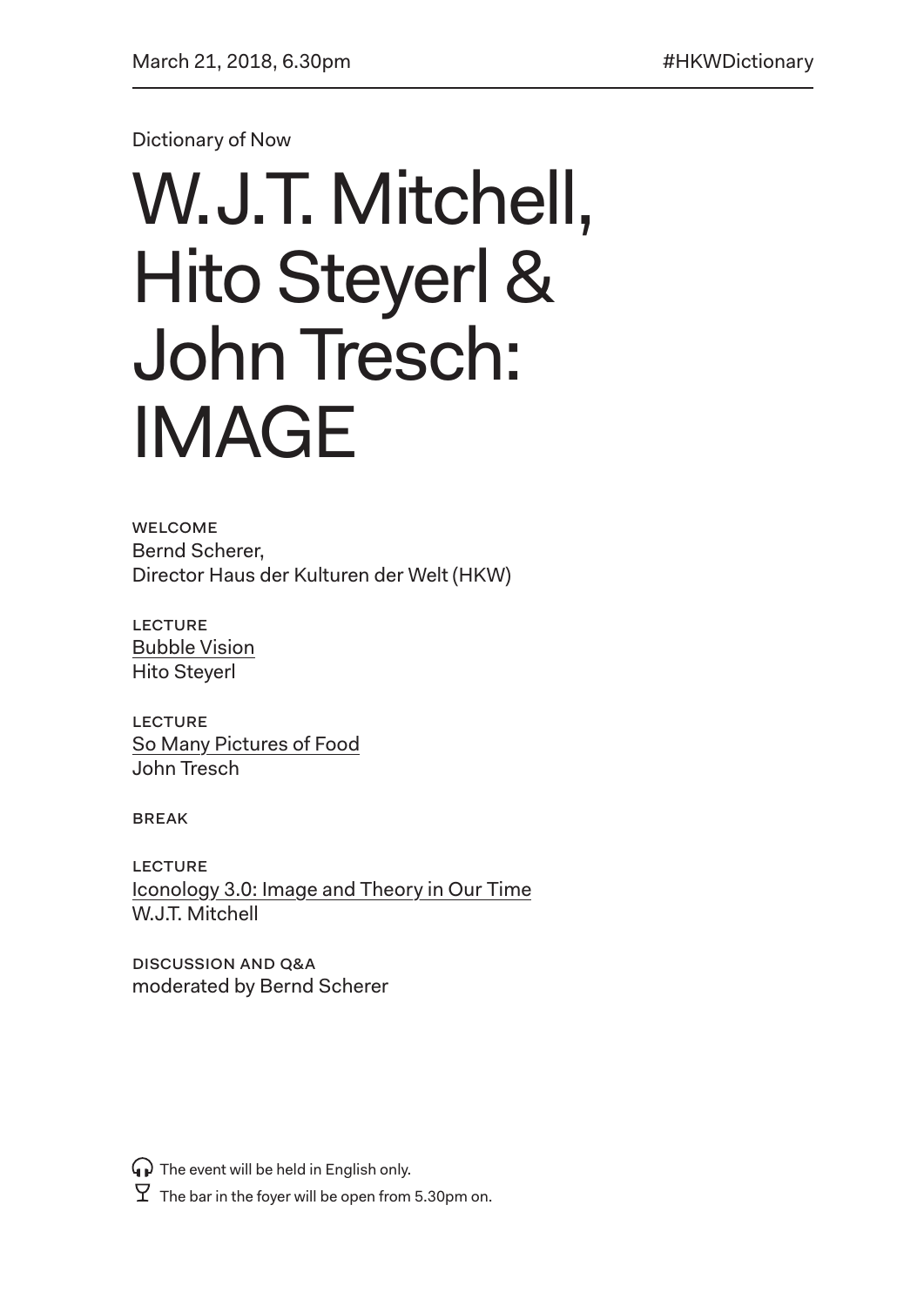March 21, 2018, 6.30pm

#HKWDictionary

Dictionary of Now

# W.J.T. Mitchell, Hito Steyerl & John Tresch: IMAGE

WELCOME
Bernd Scherer,
Director Haus der Kulturen der Welt (HKW)

LECTURE
Bubble Vision
Hito Steyerl

LECTURE
So Many Pictures of Food
John Tresch

BREAK

LECTURE
Iconology 3.0: Image and Theory in Our Time
W.J.T. Mitchell

DISCUSSION AND Q&A
moderated by Bernd Scherer

The event will be held in English only.

The bar in the foyer will be open from 5.30pm on.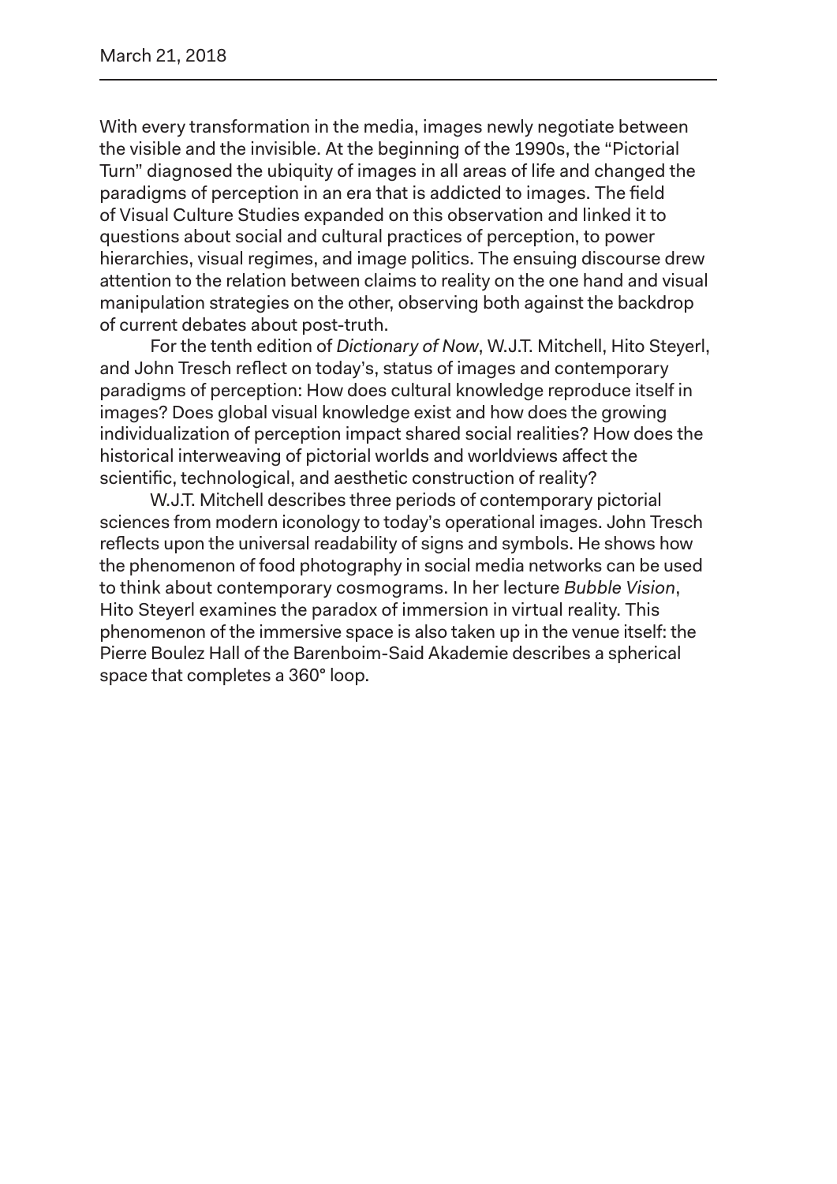March 21, 2018

With every transformation in the media, images newly negotiate between the visible and the invisible. At the beginning of the 1990s, the "Pictorial Turn" diagnosed the ubiquity of images in all areas of life and changed the paradigms of perception in an era that is addicted to images. The field of Visual Culture Studies expanded on this observation and linked it to questions about social and cultural practices of perception, to power hierarchies, visual regimes, and image politics. The ensuing discourse drew attention to the relation between claims to reality on the one hand and visual manipulation strategies on the other, observing both against the backdrop of current debates about post-truth.

For the tenth edition of *Dictionary of Now*, W.J.T. Mitchell, Hito Steyerl, and John Tresch reflect on today's, status of images and contemporary paradigms of perception: How does cultural knowledge reproduce itself in images? Does global visual knowledge exist and how does the growing individualization of perception impact shared social realities? How does the historical interweaving of pictorial worlds and worldviews affect the scientific, technological, and aesthetic construction of reality?

W.J.T. Mitchell describes three periods of contemporary pictorial sciences from modern iconology to today's operational images. John Tresch reflects upon the universal readability of signs and symbols. He shows how the phenomenon of food photography in social media networks can be used to think about contemporary cosmograms. In her lecture *Bubble Vision*, Hito Steyerl examines the paradox of immersion in virtual reality. This phenomenon of the immersive space is also taken up in the venue itself: the Pierre Boulez Hall of the Barenboim-Said Akademie describes a spherical space that completes a 360° loop.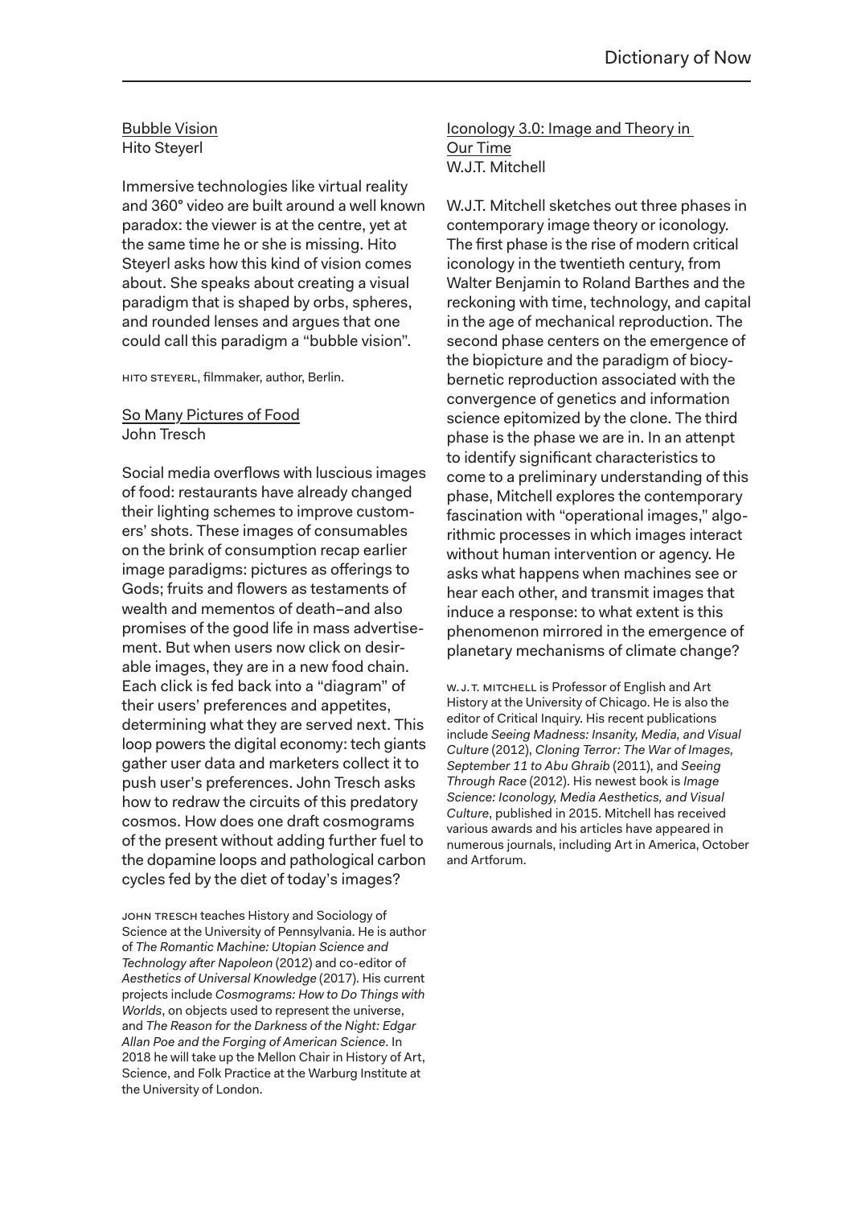## Bubble Vision

Hito Steyerl

Immersive technologies like virtual reality and 360° video are built around a well known paradox: the viewer is at the centre, yet at the same time he or she is missing. Hito Steyerl asks how this kind of vision comes about. She speaks about creating a visual paradigm that is shaped by orbs, spheres, and rounded lenses and argues that one could call this paradigm a "bubble vision".

HITO STEYERL, filmmaker, author, Berlin.

## So Many Pictures of Food

John Tresch

Social media overflows with luscious images of food: restaurants have already changed their lighting schemes to improve customers' shots. These images of consumables on the brink of consumption recap earlier image paradigms: pictures as offerings to Gods; fruits and flowers as testaments of wealth and mementos of death–and also promises of the good life in mass advertisement. But when users now click on desirable images, they are in a new food chain. Each click is fed back into a "diagram" of their users' preferences and appetites, determining what they are served next. This loop powers the digital economy: tech giants gather user data and marketers collect it to push user's preferences. John Tresch asks how to redraw the circuits of this predatory cosmos. How does one draft cosmograms of the present without adding further fuel to the dopamine loops and pathological carbon cycles fed by the diet of today's images?

JOHN TRESCH teaches History and Sociology of Science at the University of Pennsylvania. He is author of *The Romantic Machine: Utopian Science and Technology after Napoleon* (2012) and co-editor of *Aesthetics of Universal Knowledge* (2017). His current projects include *Cosmograms: How to Do Things with Worlds*, on objects used to represent the universe, and *The Reason for the Darkness of the Night: Edgar Allan Poe and the Forging of American Science*. In 2018 he will take up the Mellon Chair in History of Art, Science, and Folk Practice at the Warburg Institute at the University of London.

## Iconology 3.0: Image and Theory in Our Time

W.J.T. Mitchell

W.J.T. Mitchell sketches out three phases in contemporary image theory or iconology. The first phase is the rise of modern critical iconology in the twentieth century, from Walter Benjamin to Roland Barthes and the reckoning with time, technology, and capital in the age of mechanical reproduction. The second phase centers on the emergence of the biopicture and the paradigm of biocybernetic reproduction associated with the convergence of genetics and information science epitomized by the clone. The third phase is the phase we are in. In an attenpt to identify significant characteristics to come to a preliminary understanding of this phase, Mitchell explores the contemporary fascination with "operational images," algorithmic processes in which images interact without human intervention or agency. He asks what happens when machines see or hear each other, and transmit images that induce a response: to what extent is this phenomenon mirrored in the emergence of planetary mechanisms of climate change?

W. J. T. MITCHELL is Professor of English and Art History at the University of Chicago. He is also the editor of Critical Inquiry. His recent publications include *Seeing Madness: Insanity, Media, and Visual Culture* (2012), *Cloning Terror: The War of Images, September 11 to Abu Ghraib* (2011), and *Seeing Through Race* (2012). His newest book is *Image Science: Iconology, Media Aesthetics, and Visual Culture*, published in 2015. Mitchell has received various awards and his articles have appeared in numerous journals, including Art in America, October and Artforum.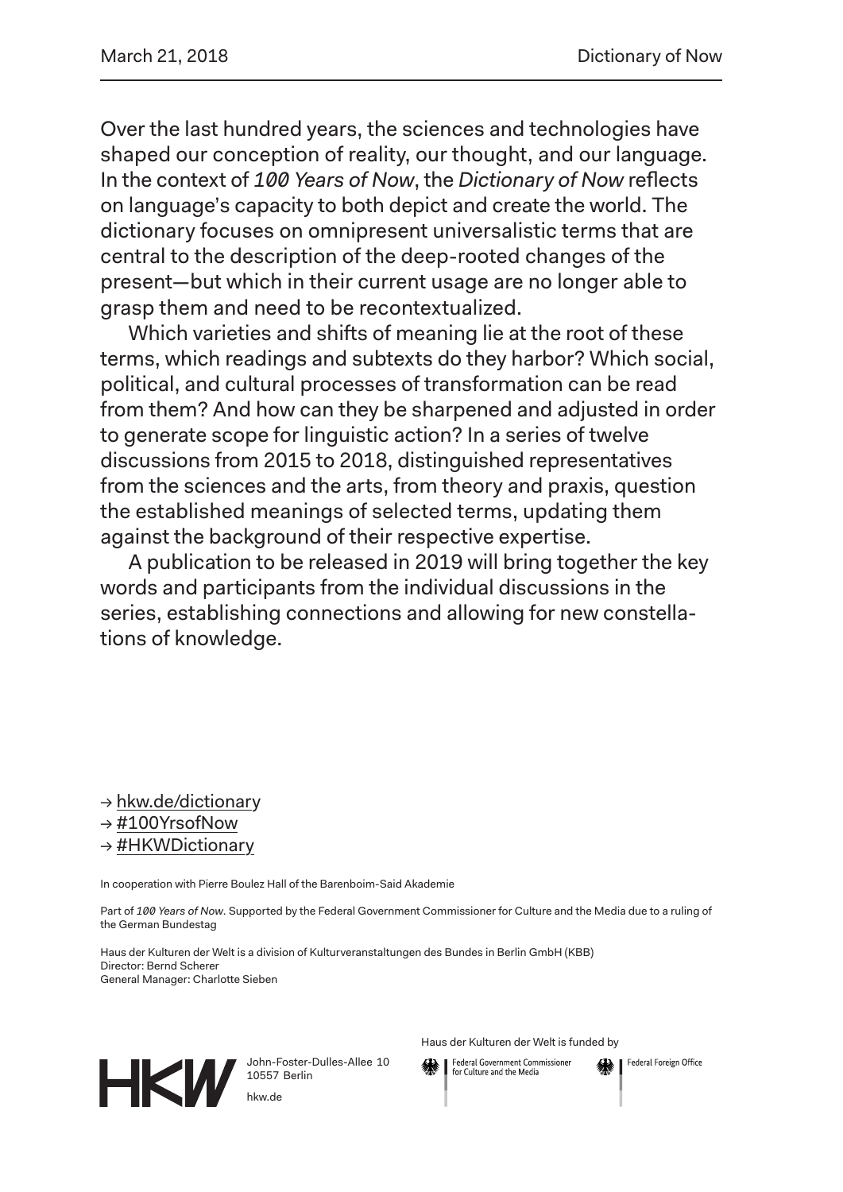Over the last hundred years, the sciences and technologies have shaped our conception of reality, our thought, and our language. In the context of *100 Years of Now*, the *Dictionary of Now* reflects on language's capacity to both depict and create the world. The dictionary focuses on omnipresent universalistic terms that are central to the description of the deep-rooted changes of the present—but which in their current usage are no longer able to grasp them and need to be recontextualized.

Which varieties and shifts of meaning lie at the root of these terms, which readings and subtexts do they harbor? Which social, political, and cultural processes of transformation can be read from them? And how can they be sharpened and adjusted in order to generate scope for linguistic action? In a series of twelve discussions from 2015 to 2018, distinguished representatives from the sciences and the arts, from theory and praxis, question the established meanings of selected terms, updating them against the background of their respective expertise.

A publication to be released in 2019 will bring together the key words and participants from the individual discussions in the series, establishing connections and allowing for new constellations of knowledge.

→ hkw.de/dictionary
→ #100YrsofNow
→ #HKWDictionary

In cooperation with Pierre Boulez Hall of the Barenboim-Said Akademie

Part of *100 Years of Now*. Supported by the Federal Government Commissioner for Culture and the Media due to a ruling of the German Bundestag

Haus der Kulturen der Welt is a division of Kulturveranstaltungen des Bundes in Berlin GmbH (KBB)
Director: Bernd Scherer
General Manager: Charlotte Sieben

HKW

John-Foster-Dulles-Allee 10
10557 Berlin
hkw.de

Haus der Kulturen der Welt is funded by

Federal Government Commissioner for Culture and the Media

Federal Foreign Office